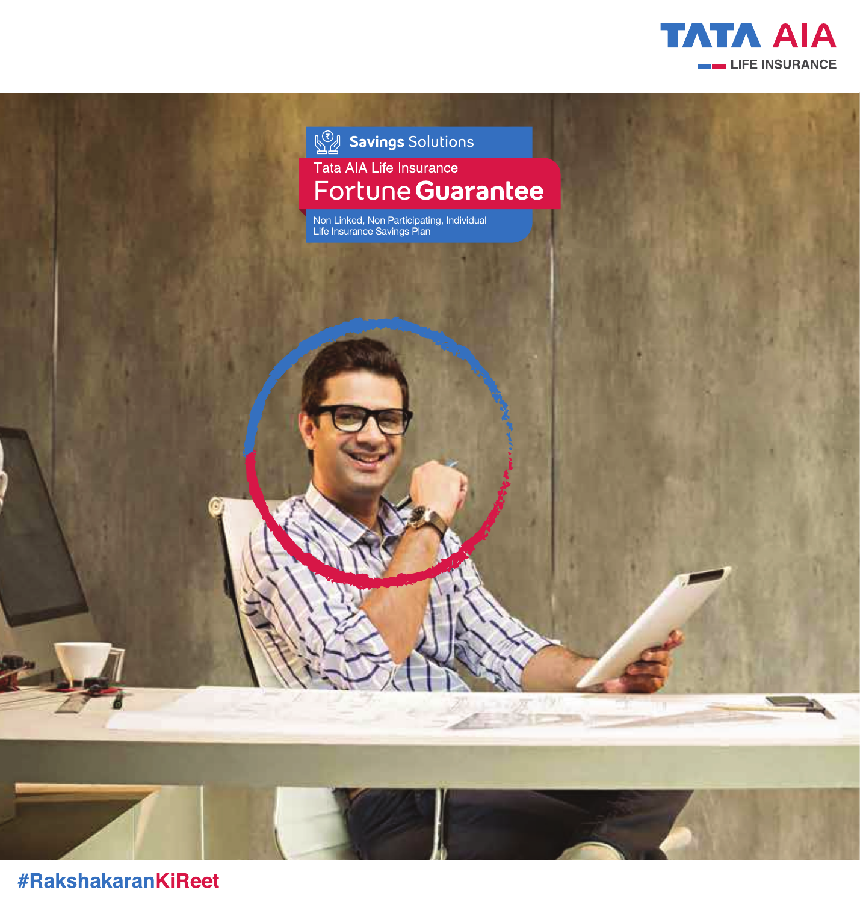TATA AIA
LIFE INSURANCE

Savings Solutions

Tata AIA Life Insurance

# Fortune Guarantee

Non Linked, Non Participating, Individual Life Insurance Savings Plan

#RakshakaranKiReet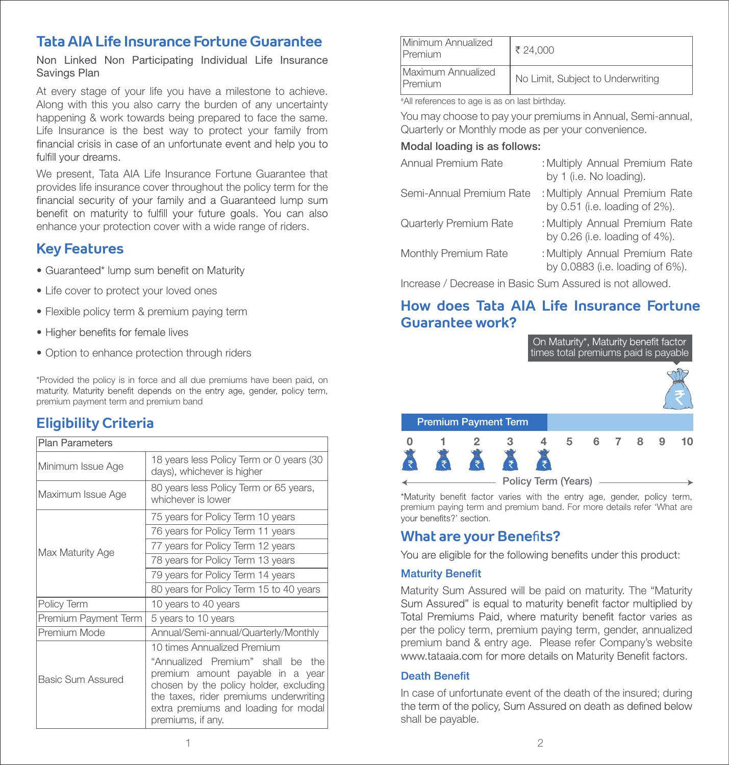# Tata AIA Life Insurance Fortune Guarantee

Non Linked Non Participating Individual Life Insurance Savings Plan

At every stage of your life you have a milestone to achieve. Along with this you also carry the burden of any uncertainty happening & work towards being prepared to face the same. Life Insurance is the best way to protect your family from financial crisis in case of an unfortunate event and help you to fulfill your dreams.

We present, Tata AIA Life Insurance Fortune Guarantee that provides life insurance cover throughout the policy term for the financial security of your family and a Guaranteed lump sum benefit on maturity to fulfill your future goals. You can also enhance your protection cover with a wide range of riders.

## Key Features

- Guaranteed* lump sum benefit on Maturity
- Life cover to protect your loved ones
- Flexible policy term & premium paying term
- Higher benefits for female lives
- Option to enhance protection through riders

*Provided the policy is in force and all due premiums have been paid, on maturity. Maturity benefit depends on the entry age, gender, policy term, premium payment term and premium band

## Eligibility Criteria

| Plan Parameters | |
|---|---|
| Minimum Issue Age | 18 years less Policy Term or 0 years (30 days), whichever is higher |
| Maximum Issue Age | 80 years less Policy Term or 65 years, whichever is lower |
| Max Maturity Age | 75 years for Policy Term 10 years |
| | 76 years for Policy Term 11 years |
| | 77 years for Policy Term 12 years |
| | 78 years for Policy Term 13 years |
| | 79 years for Policy Term 14 years |
| | 80 years for Policy Term 15 to 40 years |
| Policy Term | 10 years to 40 years |
| Premium Payment Term | 5 years to 10 years |
| Premium Mode | Annual/Semi-annual/Quarterly/Monthly |
| Basic Sum Assured | 10 times Annualized Premium "Annualized Premium" shall be the premium amount payable in a year chosen by the policy holder, excluding the taxes, rider premiums underwriting extra premiums and loading for modal premiums, if any. |
| Minimum Annualized Premium | ₹ 24,000 |
| Maximum Annualized Premium | No Limit, Subject to Underwriting |

#All references to age is as on last birthday.

You may choose to pay your premiums in Annual, Semi-annual, Quarterly or Monthly mode as per your convenience.

**Modal loading is as follows:**

| | |
|---|---|
| Annual Premium Rate | : Multiply Annual Premium Rate by 1 (i.e. No loading). |
| Semi-Annual Premium Rate | : Multiply Annual Premium Rate by 0.51 (i.e. loading of 2%). |
| Quarterly Premium Rate | : Multiply Annual Premium Rate by 0.26 (i.e. loading of 4%). |
| Monthly Premium Rate | : Multiply Annual Premium Rate by 0.0883 (i.e. loading of 6%). |

Increase / Decrease in Basic Sum Assured is not allowed.

## How does Tata AIA Life Insurance Fortune Guarantee work?

On Maturity*, Maturity benefit factor times total premiums paid is payable

Premium Payment Term

0 1 2 3 4 5 6 7 8 9 10

Policy Term (Years)

*Maturity benefit factor varies with the entry age, gender, policy term, premium paying term and premium band. For more details refer 'What are your benefits?' section.

## What are your Benefits?

You are eligible for the following benefits under this product:

### Maturity Benefit

Maturity Sum Assured will be paid on maturity. The "Maturity Sum Assured" is equal to maturity benefit factor multiplied by Total Premiums Paid, where maturity benefit factor varies as per the policy term, premium paying term, gender, annualized premium band & entry age. Please refer Company's website www.tataaia.com for more details on Maturity Benefit factors.

### Death Benefit

In case of unfortunate event of the death of the insured; during the term of the policy, Sum Assured on death as defined below shall be payable.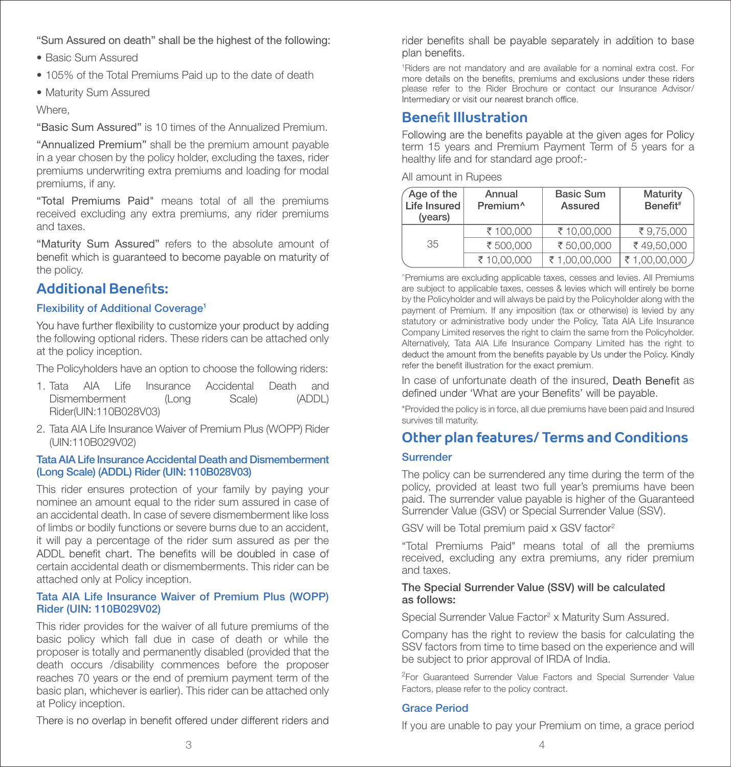"Sum Assured on death" shall be the highest of the following:

- Basic Sum Assured
- 105% of the Total Premiums Paid up to the date of death
- Maturity Sum Assured

Where,

"Basic Sum Assured" is 10 times of the Annualized Premium.

"Annualized Premium" shall be the premium amount payable in a year chosen by the policy holder, excluding the taxes, rider premiums underwriting extra premiums and loading for modal premiums, if any.

"Total Premiums Paid" means total of all the premiums received excluding any extra premiums, any rider premiums and taxes.

"Maturity Sum Assured" refers to the absolute amount of benefit which is guaranteed to become payable on maturity of the policy.

## Additional Benefits:

### Flexibility of Additional Coverage[1]

You have further flexibility to customize your product by adding the following optional riders. These riders can be attached only at the policy inception.

The Policyholders have an option to choose the following riders:

1. Tata AIA Life Insurance Accidental Death and Dismemberment (Long Scale) (ADDL) Rider(UIN:110B028V03)
2. Tata AIA Life Insurance Waiver of Premium Plus (WOPP) Rider (UIN:110B029V02)

### Tata AIA Life Insurance Accidental Death and Dismemberment (Long Scale) (ADDL) Rider (UIN: 110B028V03)

This rider ensures protection of your family by paying your nominee an amount equal to the rider sum assured in case of an accidental death. In case of severe dismemberment like loss of limbs or bodily functions or severe burns due to an accident, it will pay a percentage of the rider sum assured as per the ADDL benefit chart. The benefits will be doubled in case of certain accidental death or dismemberments. This rider can be attached only at Policy inception.

### Tata AIA Life Insurance Waiver of Premium Plus (WOPP) Rider (UIN: 110B029V02)

This rider provides for the waiver of all future premiums of the basic policy which fall due in case of death or while the proposer is totally and permanently disabled (provided that the death occurs /disability commences before the proposer reaches 70 years or the end of premium payment term of the basic plan, whichever is earlier). This rider can be attached only at Policy inception.

There is no overlap in benefit offered under different riders and rider benefits shall be payable separately in addition to base plan benefits.

[1]Riders are not mandatory and are available for a nominal extra cost. For more details on the benefits, premiums and exclusions under these riders please refer to the Rider Brochure or contact our Insurance Advisor/ Intermediary or visit our nearest branch office.

## Benefit Illustration

Following are the benefits payable at the given ages for Policy term 15 years and Premium Payment Term of 5 years for a healthy life and for standard age proof:-

All amount in Rupees

| Age of the Life Insured (years) | Annual Premium^ | Basic Sum Assured | Maturity Benefit# |
|---|---|---|---|
| 35 | ₹ 100,000 | ₹ 10,00,000 | ₹ 9,75,000 |
| | ₹ 500,000 | ₹ 50,00,000 | ₹ 49,50,000 |
| | ₹ 10,00,000 | ₹ 1,00,00,000 | ₹ 1,00,00,000 |

^Premiums are excluding applicable taxes, cesses and levies. All Premiums are subject to applicable taxes, cesses & levies which will entirely be borne by the Policyholder and will always be paid by the Policyholder along with the payment of Premium. If any imposition (tax or otherwise) is levied by any statutory or administrative body under the Policy, Tata AIA Life Insurance Company Limited reserves the right to claim the same from the Policyholder. Alternatively, Tata AIA Life Insurance Company Limited has the right to deduct the amount from the benefits payable by Us under the Policy. Kindly refer the benefit illustration for the exact premium.

In case of unfortunate death of the insured, Death Benefit as defined under 'What are your Benefits' will be payable.

*Provided the policy is in force, all due premiums have been paid and Insured survives till maturity.

## Other plan features/ Terms and Conditions

### Surrender

The policy can be surrendered any time during the term of the policy, provided at least two full year's premiums have been paid. The surrender value payable is higher of the Guaranteed Surrender Value (GSV) or Special Surrender Value (SSV).

GSV will be Total premium paid x GSV factor[2]

"Total Premiums Paid" means total of all the premiums received, excluding any extra premiums, any rider premium and taxes.

**The Special Surrender Value (SSV) will be calculated as follows:**

Special Surrender Value Factor[2] x Maturity Sum Assured.

Company has the right to review the basis for calculating the SSV factors from time to time based on the experience and will be subject to prior approval of IRDA of India.

[2]For Guaranteed Surrender Value Factors and Special Surrender Value Factors, please refer to the policy contract.

### Grace Period

If you are unable to pay your Premium on time, a grace period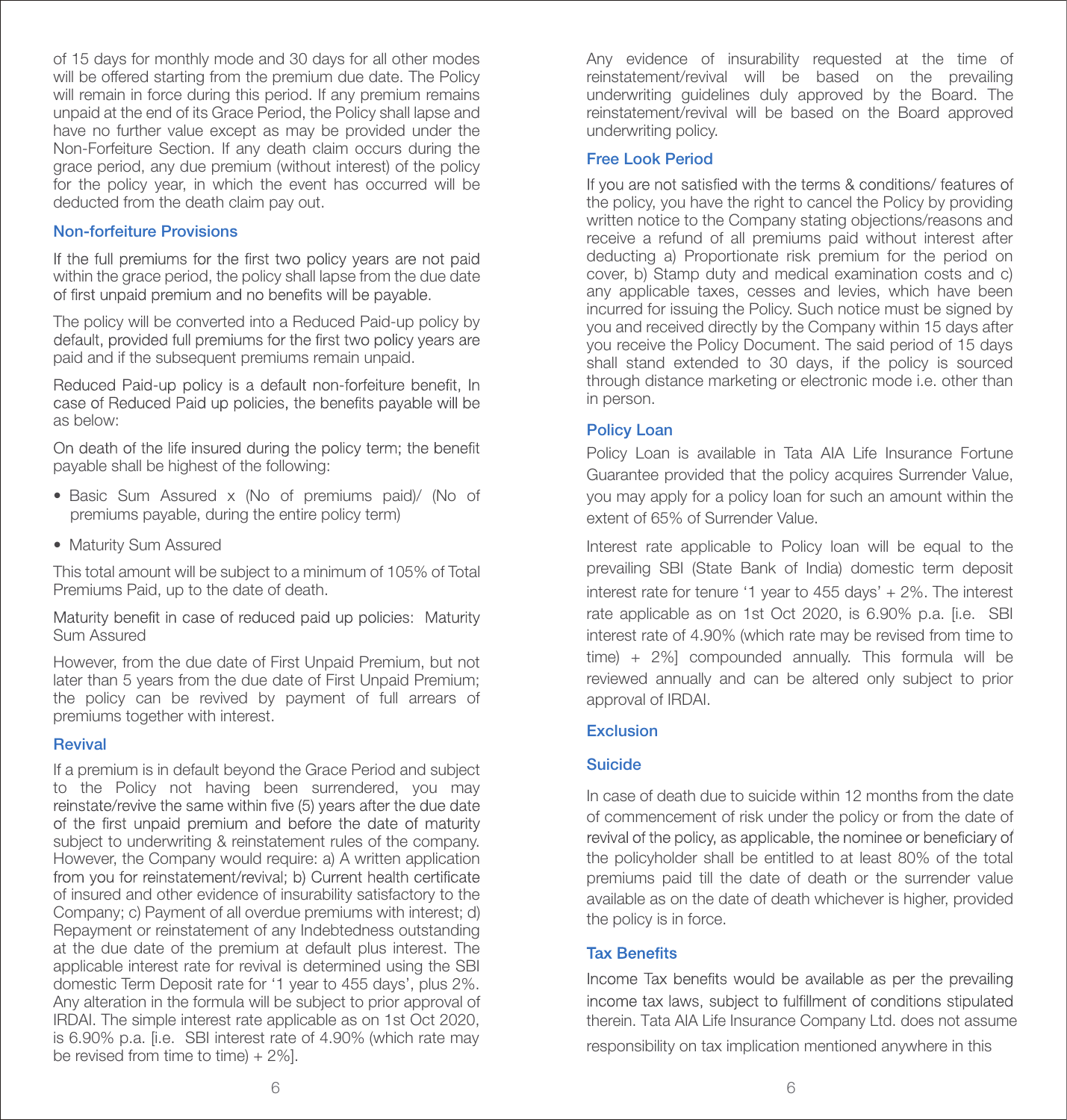of 15 days for monthly mode and 30 days for all other modes will be offered starting from the premium due date. The Policy will remain in force during this period. If any premium remains unpaid at the end of its Grace Period, the Policy shall lapse and have no further value except as may be provided under the Non-Forfeiture Section. If any death claim occurs during the grace period, any due premium (without interest) of the policy for the policy year, in which the event has occurred will be deducted from the death claim pay out.

### Non-forfeiture Provisions

If the full premiums for the first two policy years are not paid within the grace period, the policy shall lapse from the due date of first unpaid premium and no benefits will be payable.

The policy will be converted into a Reduced Paid-up policy by default, provided full premiums for the first two policy years are paid and if the subsequent premiums remain unpaid.

Reduced Paid-up policy is a default non-forfeiture benefit, In case of Reduced Paid up policies, the benefits payable will be as below:

On death of the life insured during the policy term; the benefit payable shall be highest of the following:

- Basic Sum Assured x (No of premiums paid)/ (No of premiums payable, during the entire policy term)
- Maturity Sum Assured

This total amount will be subject to a minimum of 105% of Total Premiums Paid, up to the date of death.

Maturity benefit in case of reduced paid up policies: Maturity Sum Assured

However, from the due date of First Unpaid Premium, but not later than 5 years from the due date of First Unpaid Premium; the policy can be revived by payment of full arrears of premiums together with interest.

### Revival

If a premium is in default beyond the Grace Period and subject to the Policy not having been surrendered, you may reinstate/revive the same within five (5) years after the due date of the first unpaid premium and before the date of maturity subject to underwriting & reinstatement rules of the company. However, the Company would require: a) A written application from you for reinstatement/revival; b) Current health certificate of insured and other evidence of insurability satisfactory to the Company; c) Payment of all overdue premiums with interest; d) Repayment or reinstatement of any Indebtedness outstanding at the due date of the premium at default plus interest. The applicable interest rate for revival is determined using the SBI domestic Term Deposit rate for '1 year to 455 days', plus 2%. Any alteration in the formula will be subject to prior approval of IRDAI. The simple interest rate applicable as on 1st Oct 2020, is 6.90% p.a. [i.e. SBI interest rate of 4.90% (which rate may be revised from time to time) + 2%].

Any evidence of insurability requested at the time of reinstatement/revival will be based on the prevailing underwriting guidelines duly approved by the Board. The reinstatement/revival will be based on the Board approved underwriting policy.

### Free Look Period

If you are not satisfied with the terms & conditions/ features of the policy, you have the right to cancel the Policy by providing written notice to the Company stating objections/reasons and receive a refund of all premiums paid without interest after deducting a) Proportionate risk premium for the period on cover, b) Stamp duty and medical examination costs and c) any applicable taxes, cesses and levies, which have been incurred for issuing the Policy. Such notice must be signed by you and received directly by the Company within 15 days after you receive the Policy Document. The said period of 15 days shall stand extended to 30 days, if the policy is sourced through distance marketing or electronic mode i.e. other than in person.

### Policy Loan

Policy Loan is available in Tata AIA Life Insurance Fortune Guarantee provided that the policy acquires Surrender Value, you may apply for a policy loan for such an amount within the extent of 65% of Surrender Value.

Interest rate applicable to Policy loan will be equal to the prevailing SBI (State Bank of India) domestic term deposit interest rate for tenure '1 year to 455 days' + 2%. The interest rate applicable as on 1st Oct 2020, is 6.90% p.a. [i.e. SBI interest rate of 4.90% (which rate may be revised from time to time) + 2%] compounded annually. This formula will be reviewed annually and can be altered only subject to prior approval of IRDAI.

### Exclusion

### Suicide

In case of death due to suicide within 12 months from the date of commencement of risk under the policy or from the date of revival of the policy, as applicable, the nominee or beneficiary of the policyholder shall be entitled to at least 80% of the total premiums paid till the date of death or the surrender value available as on the date of death whichever is higher, provided the policy is in force.

### Tax Benefits

Income Tax benefits would be available as per the prevailing income tax laws, subject to fulfillment of conditions stipulated therein. Tata AIA Life Insurance Company Ltd. does not assume responsibility on tax implication mentioned anywhere in this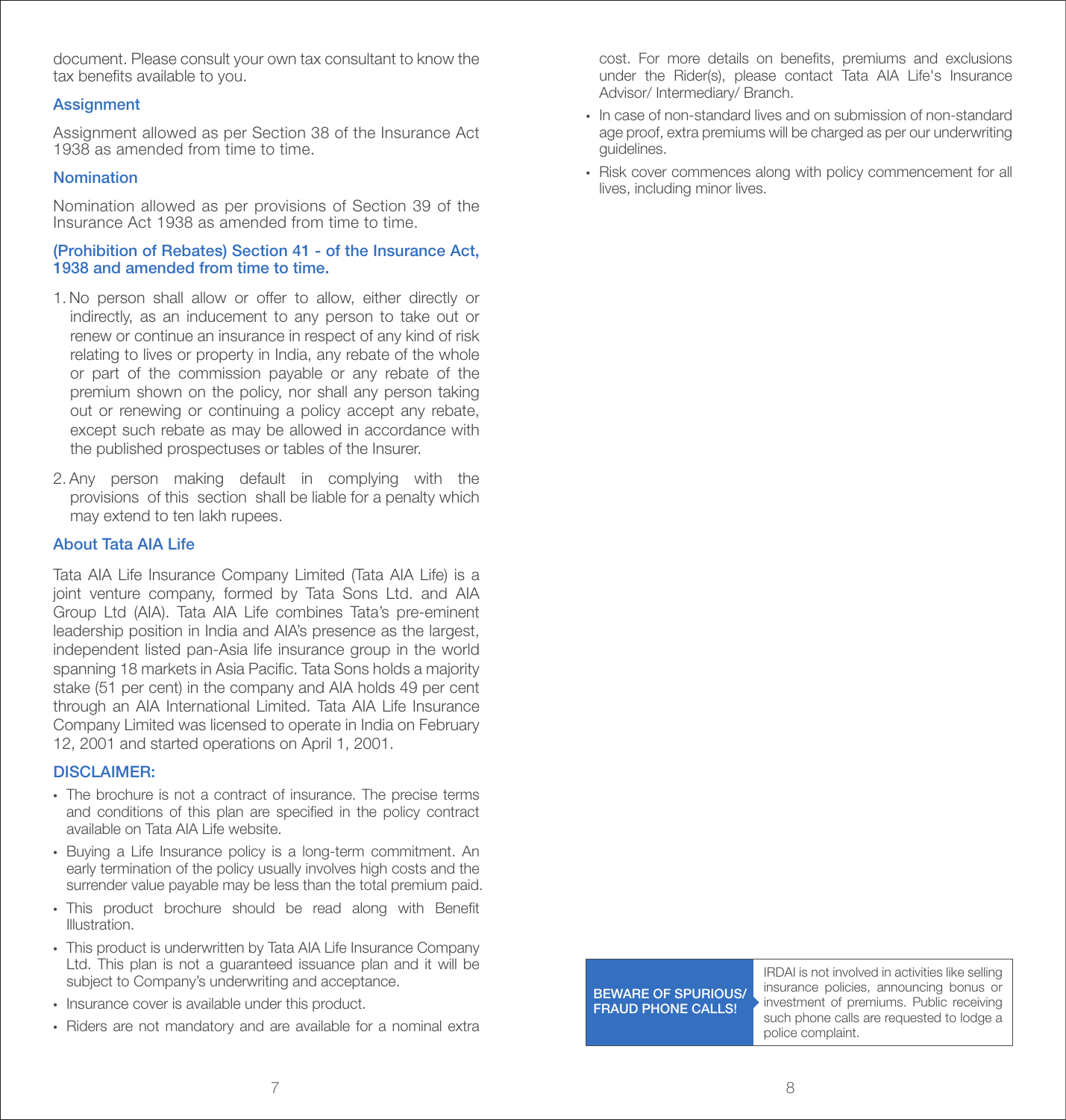document. Please consult your own tax consultant to know the tax benefits available to you.

## Assignment

Assignment allowed as per Section 38 of the Insurance Act 1938 as amended from time to time.

## Nomination

Nomination allowed as per provisions of Section 39 of the Insurance Act 1938 as amended from time to time.

## (Prohibition of Rebates) Section 41 - of the Insurance Act, 1938 and amended from time to time.

1. No person shall allow or offer to allow, either directly or indirectly, as an inducement to any person to take out or renew or continue an insurance in respect of any kind of risk relating to lives or property in India, any rebate of the whole or part of the commission payable or any rebate of the premium shown on the policy, nor shall any person taking out or renewing or continuing a policy accept any rebate, except such rebate as may be allowed in accordance with the published prospectuses or tables of the Insurer.
2. Any person making default in complying with the provisions of this section shall be liable for a penalty which may extend to ten lakh rupees.

## About Tata AIA Life

Tata AIA Life Insurance Company Limited (Tata AIA Life) is a joint venture company, formed by Tata Sons Ltd. and AIA Group Ltd (AIA). Tata AIA Life combines Tata's pre-eminent leadership position in India and AIA's presence as the largest, independent listed pan-Asia life insurance group in the world spanning 18 markets in Asia Pacific. Tata Sons holds a majority stake (51 per cent) in the company and AIA holds 49 per cent through an AIA International Limited. Tata AIA Life Insurance Company Limited was licensed to operate in India on February 12, 2001 and started operations on April 1, 2001.

## DISCLAIMER:

- The brochure is not a contract of insurance. The precise terms and conditions of this plan are specified in the policy contract available on Tata AIA Life website.
- Buying a Life Insurance policy is a long-term commitment. An early termination of the policy usually involves high costs and the surrender value payable may be less than the total premium paid.
- This product brochure should be read along with Benefit Illustration.
- This product is underwritten by Tata AIA Life Insurance Company Ltd. This plan is not a guaranteed issuance plan and it will be subject to Company's underwriting and acceptance.
- Insurance cover is available under this product.
- Riders are not mandatory and are available for a nominal extra cost. For more details on benefits, premiums and exclusions under the Rider(s), please contact Tata AIA Life's Insurance Advisor/ Intermediary/ Branch.
- In case of non-standard lives and on submission of non-standard age proof, extra premiums will be charged as per our underwriting guidelines.
- Risk cover commences along with policy commencement for all lives, including minor lives.

| BEWARE OF SPURIOUS/ FRAUD PHONE CALLS! | IRDAI is not involved in activities like selling insurance policies, announcing bonus or investment of premiums. Public receiving such phone calls are requested to lodge a police complaint. |
|---|---|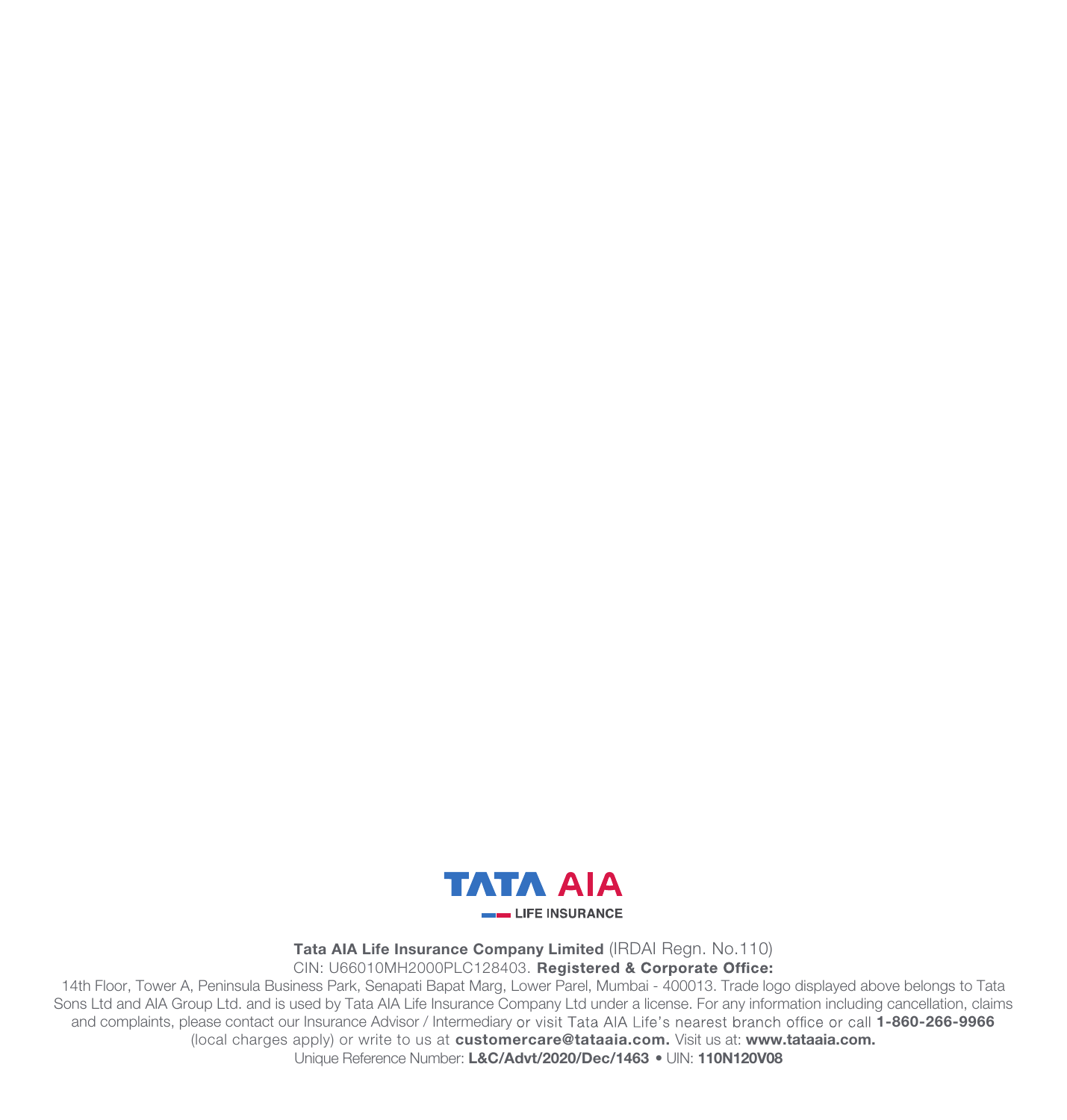TATA AIA

LIFE INSURANCE

**Tata AIA Life Insurance Company Limited** (IRDAI Regn. No.110)
CIN: U66010MH2000PLC128403. **Registered & Corporate Office:**
14th Floor, Tower A, Peninsula Business Park, Senapati Bapat Marg, Lower Parel, Mumbai - 400013. Trade logo displayed above belongs to Tata Sons Ltd and AIA Group Ltd. and is used by Tata AIA Life Insurance Company Ltd under a license. For any information including cancellation, claims and complaints, please contact our Insurance Advisor / Intermediary or visit Tata AIA Life's nearest branch office or call **1-860-266-9966** (local charges apply) or write to us at **customercare@tataaia.com.** Visit us at: **www.tataaia.com.**
Unique Reference Number: **L&C/Advt/2020/Dec/1463** • UIN: **110N120V08**